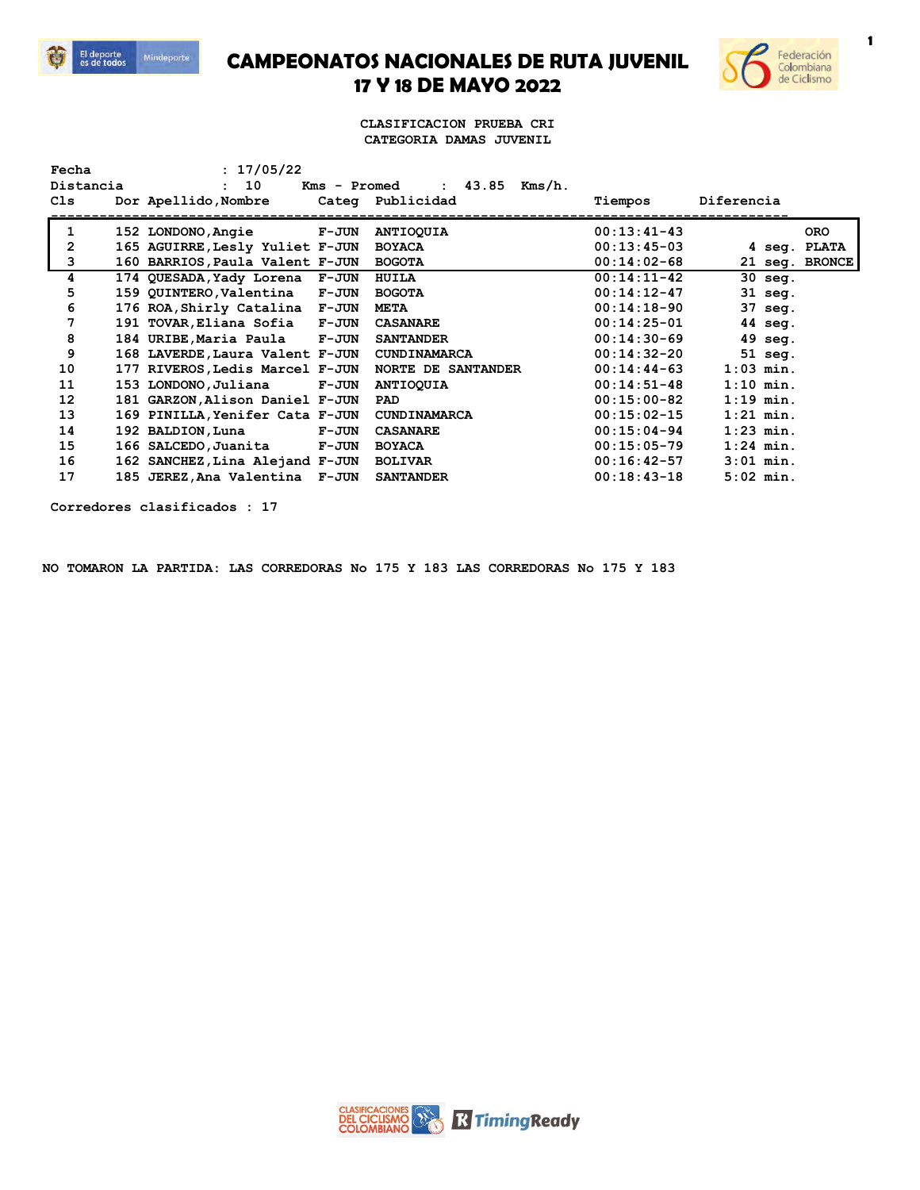# CAMPEONATOS NACIONALES DE RUTA JUVENIL
## 17 Y 18 DE MAYO 2022

**CLASIFICACION PRUEBA CRI**
**CATEGORIA DAMAS JUVENIL**

Fecha : 17/05/22
Distancia : 10 Kms - Promed : 43.85 Kms/h.

| Cls | Dor | Apellido,Nombre | Categ | Publicidad | Tiempos | Diferencia | |
|---|---|---|---|---|---|---|---|
| 1 | 152 | LONDONO,Angie | F-JUN | ANTIOQUIA | 00:13:41-43 | | ORO |
| 2 | 165 | AGUIRRE,Lesly Yuliet | F-JUN | BOYACA | 00:13:45-03 | 4 seg. | PLATA |
| 3 | 160 | BARRIOS,Paula Valent | F-JUN | BOGOTA | 00:14:02-68 | 21 seg. | BRONCE |
| 4 | 174 | QUESADA,Yady Lorena | F-JUN | HUILA | 00:14:11-42 | 30 seg. | |
| 5 | 159 | QUINTERO,Valentina | F-JUN | BOGOTA | 00:14:12-47 | 31 seg. | |
| 6 | 176 | ROA,Shirly Catalina | F-JUN | META | 00:14:18-90 | 37 seg. | |
| 7 | 191 | TOVAR,Eliana Sofia | F-JUN | CASANARE | 00:14:25-01 | 44 seg. | |
| 8 | 184 | URIBE,Maria Paula | F-JUN | SANTANDER | 00:14:30-69 | 49 seg. | |
| 9 | 168 | LAVERDE,Laura Valent | F-JUN | CUNDINAMARCA | 00:14:32-20 | 51 seg. | |
| 10 | 177 | RIVEROS,Ledis Marcel | F-JUN | NORTE DE SANTANDER | 00:14:44-63 | 1:03 min. | |
| 11 | 153 | LONDONO,Juliana | F-JUN | ANTIOQUIA | 00:14:51-48 | 1:10 min. | |
| 12 | 181 | GARZON,Alison Daniel | F-JUN | PAD | 00:15:00-82 | 1:19 min. | |
| 13 | 169 | PINILLA,Yenifer Cata | F-JUN | CUNDINAMARCA | 00:15:02-15 | 1:21 min. | |
| 14 | 192 | BALDION,Luna | F-JUN | CASANARE | 00:15:04-94 | 1:23 min. | |
| 15 | 166 | SALCEDO,Juanita | F-JUN | BOYACA | 00:15:05-79 | 1:24 min. | |
| 16 | 162 | SANCHEZ,Lina Alejand | F-JUN | BOLIVAR | 00:16:42-57 | 3:01 min. | |
| 17 | 185 | JEREZ,Ana Valentina | F-JUN | SANTANDER | 00:18:43-18 | 5:02 min. | |

Corredores clasificados : 17

NO TOMARON LA PARTIDA: LAS CORREDORAS No 175 Y 183 LAS CORREDORAS No 175 Y 183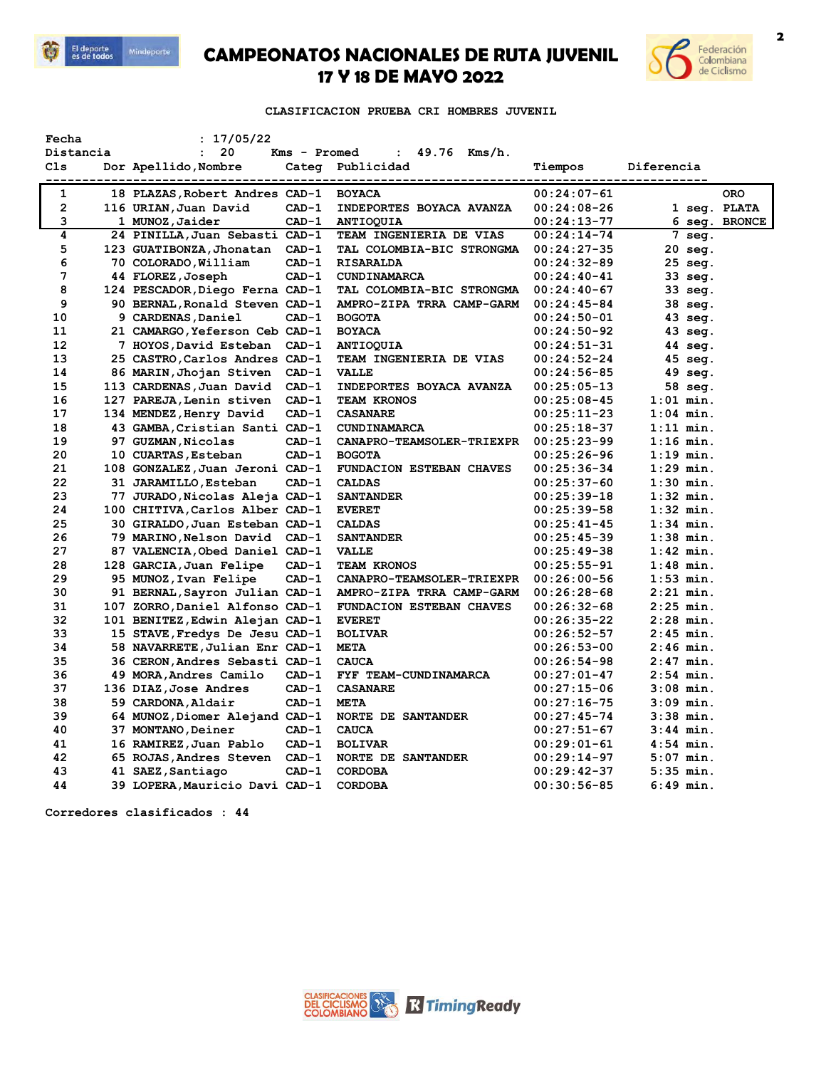# CAMPEONATOS NACIONALES DE RUTA JUVENIL
## 17 Y 18 DE MAYO 2022

### CLASIFICACION PRUEBA CRI HOMBRES JUVENIL

Fecha : 17/05/22
Distancia : 20 Kms - Promed : 49.76 Kms/h.

| Cls | Dor | Apellido,Nombre | Categ | Publicidad | Tiempos | Diferencia | |
|---|---|---|---|---|---|---|---|
| 1 | 18 | PLAZAS,Robert Andres | CAD-1 | BOYACA | 00:24:07-61 | | ORO |
| 2 | 116 | URIAN,Juan David | CAD-1 | INDEPORTES BOYACA AVANZA | 00:24:08-26 | 1 seg. | PLATA |
| 3 | 1 | MUNOZ,Jaider | CAD-1 | ANTIOQUIA | 00:24:13-77 | 6 seg. | BRONCE |
| 4 | 24 | PINILLA,Juan Sebasti | CAD-1 | TEAM INGENIERIA DE VIAS | 00:24:14-74 | 7 seg. | |
| 5 | 123 | GUATIBONZA,Jhonatan | CAD-1 | TAL COLOMBIA-BIC STRONGMA | 00:24:27-35 | 20 seg. | |
| 6 | 70 | COLORADO,William | CAD-1 | RISARALDA | 00:24:32-89 | 25 seg. | |
| 7 | 44 | FLOREZ,Joseph | CAD-1 | CUNDINAMARCA | 00:24:40-41 | 33 seg. | |
| 8 | 124 | PESCADOR,Diego Ferna | CAD-1 | TAL COLOMBIA-BIC STRONGMA | 00:24:40-67 | 33 seg. | |
| 9 | 90 | BERNAL,Ronald Steven | CAD-1 | AMPRO-ZIPA TRRA CAMP-GARM | 00:24:45-84 | 38 seg. | |
| 10 | 9 | CARDENAS,Daniel | CAD-1 | BOGOTA | 00:24:50-01 | 43 seg. | |
| 11 | 21 | CAMARGO,Yeferson Ceb | CAD-1 | BOYACA | 00:24:50-92 | 43 seg. | |
| 12 | 7 | HOYOS,David Esteban | CAD-1 | ANTIOQUIA | 00:24:51-31 | 44 seg. | |
| 13 | 25 | CASTRO,Carlos Andres | CAD-1 | TEAM INGENIERIA DE VIAS | 00:24:52-24 | 45 seg. | |
| 14 | 86 | MARIN,Jhojan Stiven | CAD-1 | VALLE | 00:24:56-85 | 49 seg. | |
| 15 | 113 | CARDENAS,Juan David | CAD-1 | INDEPORTES BOYACA AVANZA | 00:25:05-13 | 58 seg. | |
| 16 | 127 | PAREJA,Lenin stiven | CAD-1 | TEAM KRONOS | 00:25:08-45 | 1:01 min. | |
| 17 | 134 | MENDEZ,Henry David | CAD-1 | CASANARE | 00:25:11-23 | 1:04 min. | |
| 18 | 43 | GAMBA,Cristian Santi | CAD-1 | CUNDINAMARCA | 00:25:18-37 | 1:11 min. | |
| 19 | 97 | GUZMAN,Nicolas | CAD-1 | CANAPRO-TEAMSOLER-TRIEXPR | 00:25:23-99 | 1:16 min. | |
| 20 | 10 | CUARTAS,Esteban | CAD-1 | BOGOTA | 00:25:26-96 | 1:19 min. | |
| 21 | 108 | GONZALEZ,Juan Jeroni | CAD-1 | FUNDACION ESTEBAN CHAVES | 00:25:36-34 | 1:29 min. | |
| 22 | 31 | JARAMILLO,Esteban | CAD-1 | CALDAS | 00:25:37-60 | 1:30 min. | |
| 23 | 77 | JURADO,Nicolas Aleja | CAD-1 | SANTANDER | 00:25:39-18 | 1:32 min. | |
| 24 | 100 | CHITIVA,Carlos Alber | CAD-1 | EVERET | 00:25:39-58 | 1:32 min. | |
| 25 | 30 | GIRALDO,Juan Esteban | CAD-1 | CALDAS | 00:25:41-45 | 1:34 min. | |
| 26 | 79 | MARINO,Nelson David | CAD-1 | SANTANDER | 00:25:45-39 | 1:38 min. | |
| 27 | 87 | VALENCIA,Obed Daniel | CAD-1 | VALLE | 00:25:49-38 | 1:42 min. | |
| 28 | 128 | GARCIA,Juan Felipe | CAD-1 | TEAM KRONOS | 00:25:55-91 | 1:48 min. | |
| 29 | 95 | MUNOZ,Ivan Felipe | CAD-1 | CANAPRO-TEAMSOLER-TRIEXPR | 00:26:00-56 | 1:53 min. | |
| 30 | 91 | BERNAL,Sayron Julian | CAD-1 | AMPRO-ZIPA TRRA CAMP-GARM | 00:26:28-68 | 2:21 min. | |
| 31 | 107 | ZORRO,Daniel Alfonso | CAD-1 | FUNDACION ESTEBAN CHAVES | 00:26:32-68 | 2:25 min. | |
| 32 | 101 | BENITEZ,Edwin Alejan | CAD-1 | EVERET | 00:26:35-22 | 2:28 min. | |
| 33 | 15 | STAVE,Fredys De Jesu | CAD-1 | BOLIVAR | 00:26:52-57 | 2:45 min. | |
| 34 | 58 | NAVARRETE,Julian Enr | CAD-1 | META | 00:26:53-00 | 2:46 min. | |
| 35 | 36 | CERON,Andres Sebasti | CAD-1 | CAUCA | 00:26:54-98 | 2:47 min. | |
| 36 | 49 | MORA,Andres Camilo | CAD-1 | FYF TEAM-CUNDINAMARCA | 00:27:01-47 | 2:54 min. | |
| 37 | 136 | DIAZ,Jose Andres | CAD-1 | CASANARE | 00:27:15-06 | 3:08 min. | |
| 38 | 59 | CARDONA,Aldair | CAD-1 | META | 00:27:16-75 | 3:09 min. | |
| 39 | 64 | MUNOZ,Diomer Alejand | CAD-1 | NORTE DE SANTANDER | 00:27:45-74 | 3:38 min. | |
| 40 | 37 | MONTANO,Deiner | CAD-1 | CAUCA | 00:27:51-67 | 3:44 min. | |
| 41 | 16 | RAMIREZ,Juan Pablo | CAD-1 | BOLIVAR | 00:29:01-61 | 4:54 min. | |
| 42 | 65 | ROJAS,Andres Steven | CAD-1 | NORTE DE SANTANDER | 00:29:14-97 | 5:07 min. | |
| 43 | 41 | SAEZ,Santiago | CAD-1 | CORDOBA | 00:29:42-37 | 5:35 min. | |
| 44 | 39 | LOPERA,Mauricio Davi | CAD-1 | CORDOBA | 00:30:56-85 | 6:49 min. | |

Corredores clasificados : 44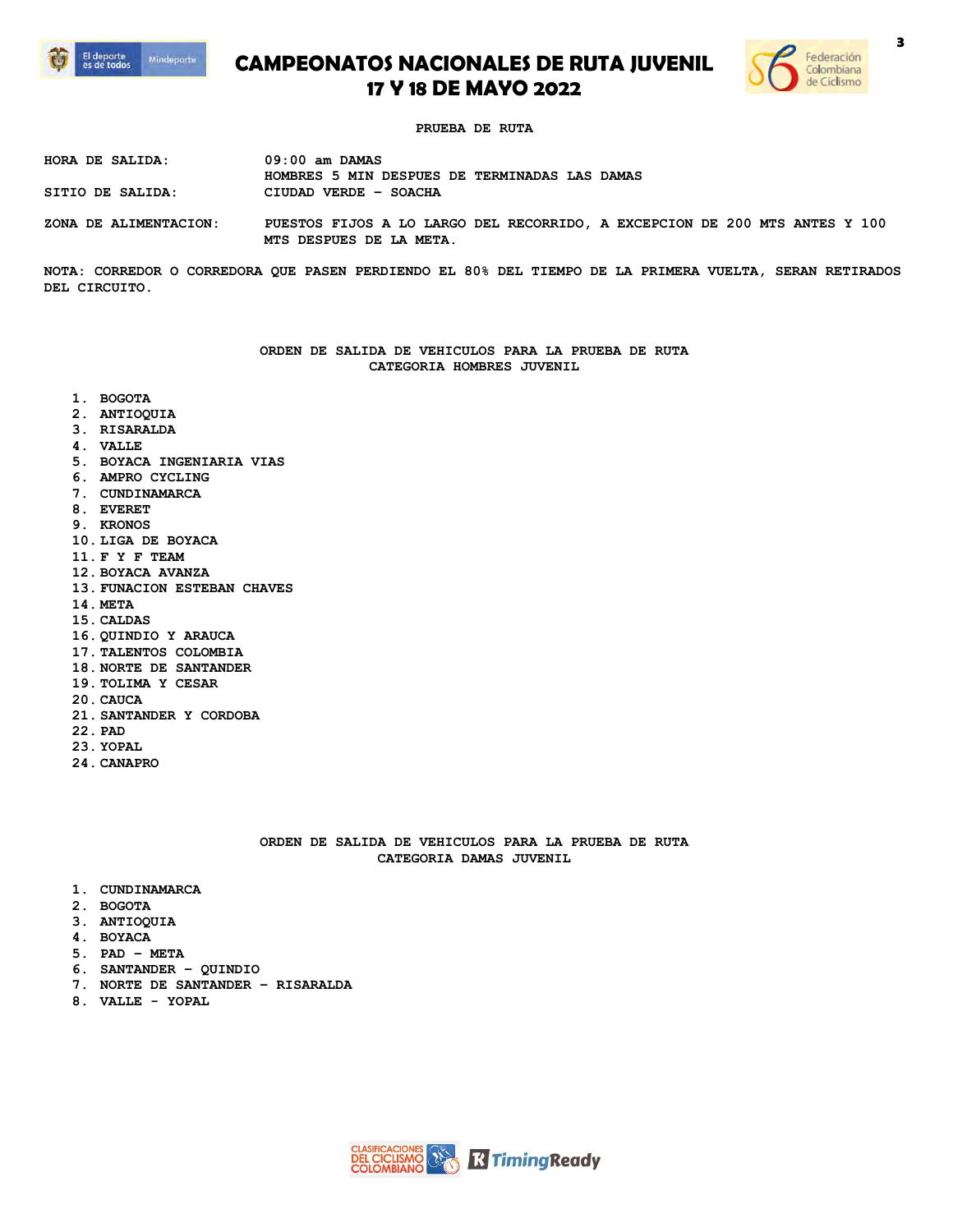# CAMPEONATOS NACIONALES DE RUTA JUVENIL
## 17 Y 18 DE MAYO 2022

### PRUEBA DE RUTA

| | |
|---|---|
| **HORA DE SALIDA:** | **09:00 am DAMAS**<br>**HOMBRES 5 MIN DESPUES DE TERMINADAS LAS DAMAS** |
| **SITIO DE SALIDA:** | **CIUDAD VERDE – SOACHA** |
| **ZONA DE ALIMENTACION:** | **PUESTOS FIJOS A LO LARGO DEL RECORRIDO, A EXCEPCION DE 200 MTS ANTES Y 100 MTS DESPUES DE LA META.** |

**NOTA: CORREDOR O CORREDORA QUE PASEN PERDIENDO EL 80% DEL TIEMPO DE LA PRIMERA VUELTA, SERAN RETIRADOS DEL CIRCUITO.**

### ORDEN DE SALIDA DE VEHICULOS PARA LA PRUEBA DE RUTA
### CATEGORIA HOMBRES JUVENIL

1. BOGOTA
2. ANTIOQUIA
3. RISARALDA
4. VALLE
5. BOYACA INGENIARIA VIAS
6. AMPRO CYCLING
7. CUNDINAMARCA
8. EVERET
9. KRONOS
10. LIGA DE BOYACA
11. F Y F TEAM
12. BOYACA AVANZA
13. FUNACION ESTEBAN CHAVES
14. META
15. CALDAS
16. QUINDIO Y ARAUCA
17. TALENTOS COLOMBIA
18. NORTE DE SANTANDER
19. TOLIMA Y CESAR
20. CAUCA
21. SANTANDER Y CORDOBA
22. PAD
23. YOPAL
24. CANAPRO

### ORDEN DE SALIDA DE VEHICULOS PARA LA PRUEBA DE RUTA
### CATEGORIA DAMAS JUVENIL

1. CUNDINAMARCA
2. BOGOTA
3. ANTIOQUIA
4. BOYACA
5. PAD – META
6. SANTANDER – QUINDIO
7. NORTE DE SANTANDER – RISARALDA
8. VALLE - YOPAL